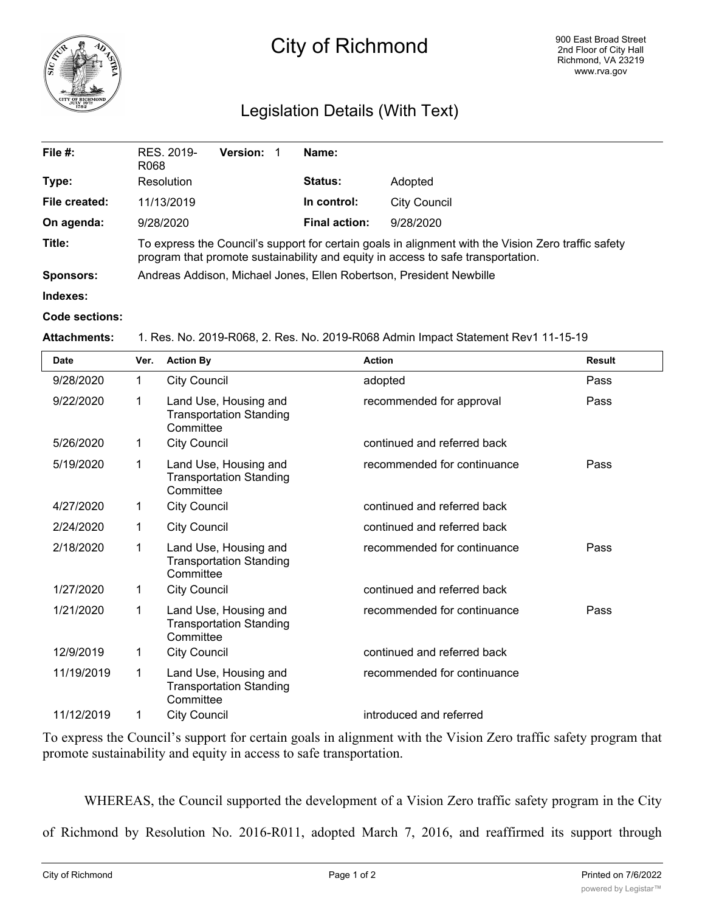# City of Richmond

900 East Broad Street
2nd Floor of City Hall
Richmond, VA 23219
www.rva.gov

## Legislation Details (With Text)

| | | | |
|---|---|---|---|
| **File #:** | RES. 2019-R068 **Version:** 1 | **Name:** | |
| **Type:** | Resolution | **Status:** | Adopted |
| **File created:** | 11/13/2019 | **In control:** | City Council |
| **On agenda:** | 9/28/2020 | **Final action:** | 9/28/2020 |

**Title:** To express the Council's support for certain goals in alignment with the Vision Zero traffic safety program that promote sustainability and equity in access to safe transportation.

**Sponsors:** Andreas Addison, Michael Jones, Ellen Robertson, President Newbille

**Indexes:**

**Code sections:**

**Attachments:** 1. Res. No. 2019-R068, 2. Res. No. 2019-R068 Admin Impact Statement Rev1 11-15-19

| Date | Ver. | Action By | Action | Result |
|---|---|---|---|---|
| 9/28/2020 | 1 | City Council | adopted | Pass |
| 9/22/2020 | 1 | Land Use, Housing and Transportation Standing Committee | recommended for approval | Pass |
| 5/26/2020 | 1 | City Council | continued and referred back | |
| 5/19/2020 | 1 | Land Use, Housing and Transportation Standing Committee | recommended for continuance | Pass |
| 4/27/2020 | 1 | City Council | continued and referred back | |
| 2/24/2020 | 1 | City Council | continued and referred back | |
| 2/18/2020 | 1 | Land Use, Housing and Transportation Standing Committee | recommended for continuance | Pass |
| 1/27/2020 | 1 | City Council | continued and referred back | |
| 1/21/2020 | 1 | Land Use, Housing and Transportation Standing Committee | recommended for continuance | Pass |
| 12/9/2019 | 1 | City Council | continued and referred back | |
| 11/19/2019 | 1 | Land Use, Housing and Transportation Standing Committee | recommended for continuance | |
| 11/12/2019 | 1 | City Council | introduced and referred | |

To express the Council's support for certain goals in alignment with the Vision Zero traffic safety program that promote sustainability and equity in access to safe transportation.

WHEREAS, the Council supported the development of a Vision Zero traffic safety program in the City of Richmond by Resolution No. 2016-R011, adopted March 7, 2016, and reaffirmed its support through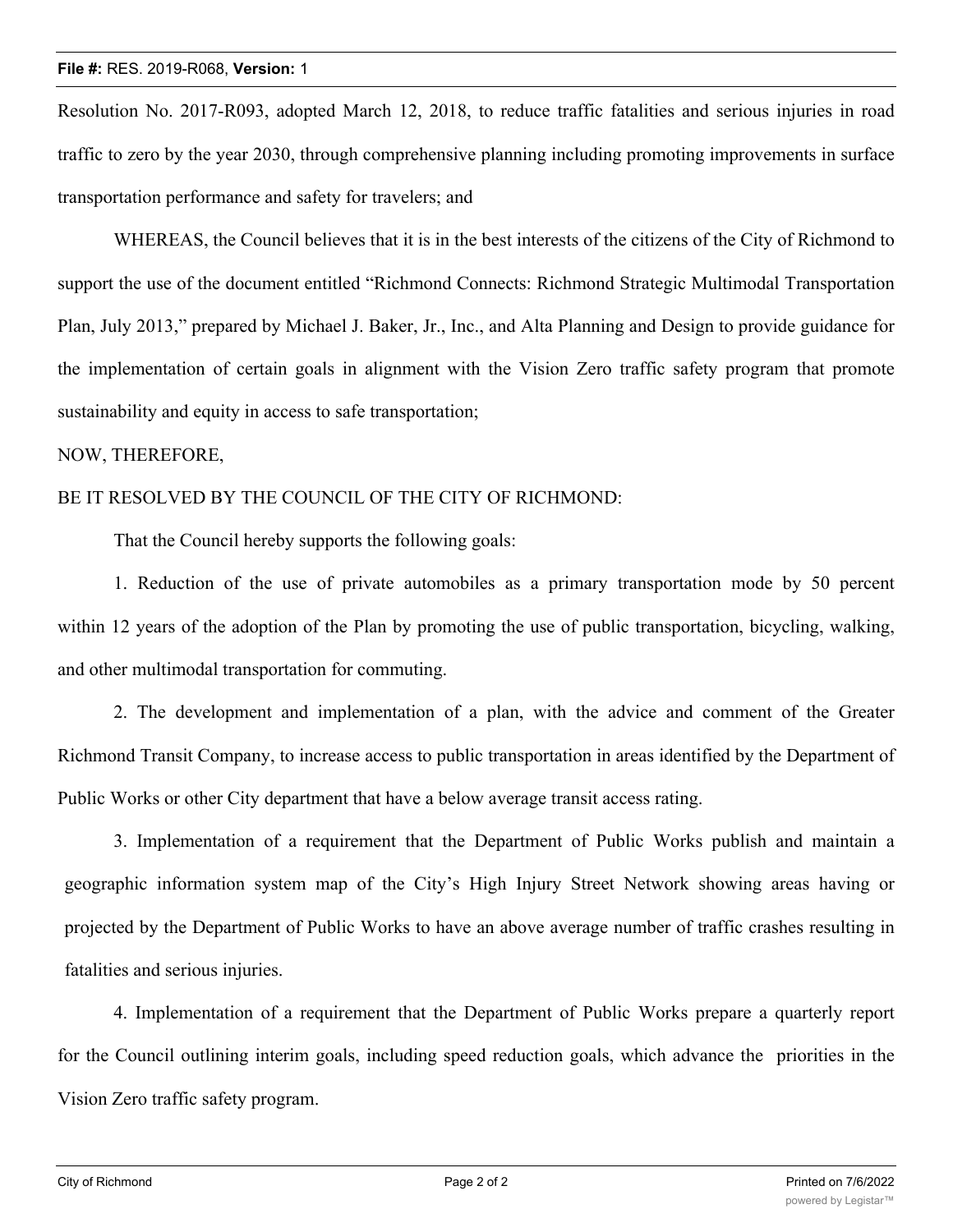Resolution No. 2017-R093, adopted March 12, 2018, to reduce traffic fatalities and serious injuries in road traffic to zero by the year 2030, through comprehensive planning including promoting improvements in surface transportation performance and safety for travelers; and

WHEREAS, the Council believes that it is in the best interests of the citizens of the City of Richmond to support the use of the document entitled "Richmond Connects: Richmond Strategic Multimodal Transportation Plan, July 2013," prepared by Michael J. Baker, Jr., Inc., and Alta Planning and Design to provide guidance for the implementation of certain goals in alignment with the Vision Zero traffic safety program that promote sustainability and equity in access to safe transportation;

NOW, THEREFORE,

BE IT RESOLVED BY THE COUNCIL OF THE CITY OF RICHMOND:

That the Council hereby supports the following goals:

1. Reduction of the use of private automobiles as a primary transportation mode by 50 percent within 12 years of the adoption of the Plan by promoting the use of public transportation, bicycling, walking, and other multimodal transportation for commuting.

2. The development and implementation of a plan, with the advice and comment of the Greater Richmond Transit Company, to increase access to public transportation in areas identified by the Department of Public Works or other City department that have a below average transit access rating.

3. Implementation of a requirement that the Department of Public Works publish and maintain a geographic information system map of the City's High Injury Street Network showing areas having or projected by the Department of Public Works to have an above average number of traffic crashes resulting in fatalities and serious injuries.

4. Implementation of a requirement that the Department of Public Works prepare a quarterly report for the Council outlining interim goals, including speed reduction goals, which advance the priorities in the Vision Zero traffic safety program.